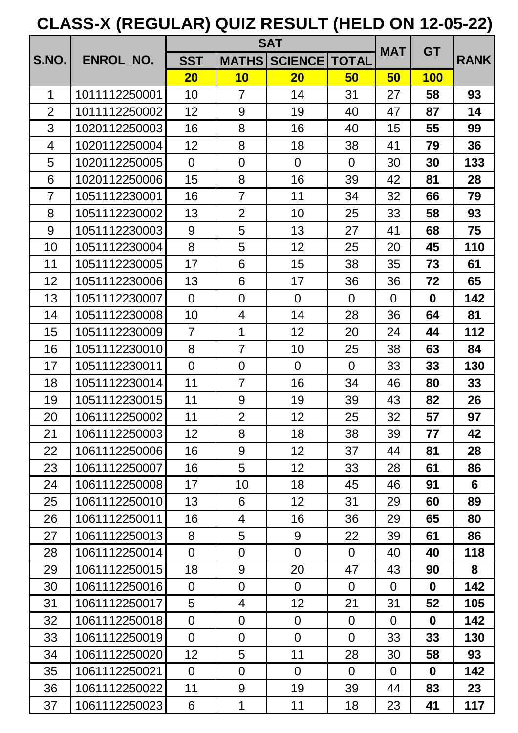# CLASS-X (REGULAR) QUIZ RESULT (HELD ON 12-05-22)

| S.NO. | ENROL_NO. | SAT | | | | MAT | GT | RANK |
|---|---|---|---|---|---|---|---|---|
| | | SST | MATHS | SCIENCE | TOTAL | | | |
| | | 20 | 10 | 20 | 50 | 50 | 100 | |
| 1 | 1011112250001 | 10 | 7 | 14 | 31 | 27 | **58** | **93** |
| 2 | 1011112250002 | 12 | 9 | 19 | 40 | 47 | **87** | **14** |
| 3 | 1020112250003 | 16 | 8 | 16 | 40 | 15 | **55** | **99** |
| 4 | 1020112250004 | 12 | 8 | 18 | 38 | 41 | **79** | **36** |
| 5 | 1020112250005 | 0 | 0 | 0 | 0 | 30 | **30** | **133** |
| 6 | 1020112250006 | 15 | 8 | 16 | 39 | 42 | **81** | **28** |
| 7 | 1051112230001 | 16 | 7 | 11 | 34 | 32 | **66** | **79** |
| 8 | 1051112230002 | 13 | 2 | 10 | 25 | 33 | **58** | **93** |
| 9 | 1051112230003 | 9 | 5 | 13 | 27 | 41 | **68** | **75** |
| 10 | 1051112230004 | 8 | 5 | 12 | 25 | 20 | **45** | **110** |
| 11 | 1051112230005 | 17 | 6 | 15 | 38 | 35 | **73** | **61** |
| 12 | 1051112230006 | 13 | 6 | 17 | 36 | 36 | **72** | **65** |
| 13 | 1051112230007 | 0 | 0 | 0 | 0 | 0 | **0** | **142** |
| 14 | 1051112230008 | 10 | 4 | 14 | 28 | 36 | **64** | **81** |
| 15 | 1051112230009 | 7 | 1 | 12 | 20 | 24 | **44** | **112** |
| 16 | 1051112230010 | 8 | 7 | 10 | 25 | 38 | **63** | **84** |
| 17 | 1051112230011 | 0 | 0 | 0 | 0 | 33 | **33** | **130** |
| 18 | 1051112230014 | 11 | 7 | 16 | 34 | 46 | **80** | **33** |
| 19 | 1051112230015 | 11 | 9 | 19 | 39 | 43 | **82** | **26** |
| 20 | 1061112250002 | 11 | 2 | 12 | 25 | 32 | **57** | **97** |
| 21 | 1061112250003 | 12 | 8 | 18 | 38 | 39 | **77** | **42** |
| 22 | 1061112250006 | 16 | 9 | 12 | 37 | 44 | **81** | **28** |
| 23 | 1061112250007 | 16 | 5 | 12 | 33 | 28 | **61** | **86** |
| 24 | 1061112250008 | 17 | 10 | 18 | 45 | 46 | **91** | **6** |
| 25 | 1061112250010 | 13 | 6 | 12 | 31 | 29 | **60** | **89** |
| 26 | 1061112250011 | 16 | 4 | 16 | 36 | 29 | **65** | **80** |
| 27 | 1061112250013 | 8 | 5 | 9 | 22 | 39 | **61** | **86** |
| 28 | 1061112250014 | 0 | 0 | 0 | 0 | 40 | **40** | **118** |
| 29 | 1061112250015 | 18 | 9 | 20 | 47 | 43 | **90** | **8** |
| 30 | 1061112250016 | 0 | 0 | 0 | 0 | 0 | **0** | **142** |
| 31 | 1061112250017 | 5 | 4 | 12 | 21 | 31 | **52** | **105** |
| 32 | 1061112250018 | 0 | 0 | 0 | 0 | 0 | **0** | **142** |
| 33 | 1061112250019 | 0 | 0 | 0 | 0 | 33 | **33** | **130** |
| 34 | 1061112250020 | 12 | 5 | 11 | 28 | 30 | **58** | **93** |
| 35 | 1061112250021 | 0 | 0 | 0 | 0 | 0 | **0** | **142** |
| 36 | 1061112250022 | 11 | 9 | 19 | 39 | 44 | **83** | **23** |
| 37 | 1061112250023 | 6 | 1 | 11 | 18 | 23 | **41** | **117** |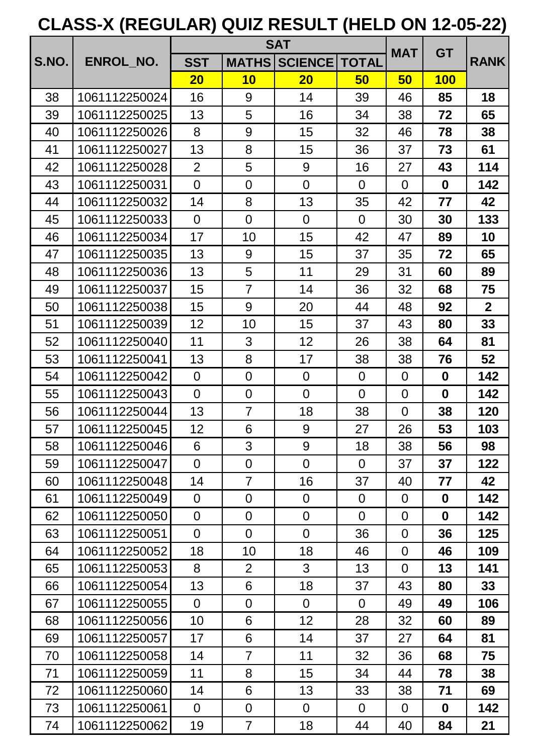# CLASS-X (REGULAR) QUIZ RESULT (HELD ON 12-05-22)

| S.NO. | ENROL_NO. | SAT | | | | MAT | GT | RANK |
|---|---|---|---|---|---|---|---|---|
| | | SST | MATHS | SCIENCE | TOTAL | | | |
| | | 20 | 10 | 20 | 50 | 50 | 100 | |
| 38 | 1061112250024 | 16 | 9 | 14 | 39 | 46 | **85** | **18** |
| 39 | 1061112250025 | 13 | 5 | 16 | 34 | 38 | **72** | **65** |
| 40 | 1061112250026 | 8 | 9 | 15 | 32 | 46 | **78** | **38** |
| 41 | 1061112250027 | 13 | 8 | 15 | 36 | 37 | **73** | **61** |
| 42 | 1061112250028 | 2 | 5 | 9 | 16 | 27 | **43** | **114** |
| 43 | 1061112250031 | 0 | 0 | 0 | 0 | 0 | **0** | **142** |
| 44 | 1061112250032 | 14 | 8 | 13 | 35 | 42 | **77** | **42** |
| 45 | 1061112250033 | 0 | 0 | 0 | 0 | 30 | **30** | **133** |
| 46 | 1061112250034 | 17 | 10 | 15 | 42 | 47 | **89** | **10** |
| 47 | 1061112250035 | 13 | 9 | 15 | 37 | 35 | **72** | **65** |
| 48 | 1061112250036 | 13 | 5 | 11 | 29 | 31 | **60** | **89** |
| 49 | 1061112250037 | 15 | 7 | 14 | 36 | 32 | **68** | **75** |
| 50 | 1061112250038 | 15 | 9 | 20 | 44 | 48 | **92** | **2** |
| 51 | 1061112250039 | 12 | 10 | 15 | 37 | 43 | **80** | **33** |
| 52 | 1061112250040 | 11 | 3 | 12 | 26 | 38 | **64** | **81** |
| 53 | 1061112250041 | 13 | 8 | 17 | 38 | 38 | **76** | **52** |
| 54 | 1061112250042 | 0 | 0 | 0 | 0 | 0 | **0** | **142** |
| 55 | 1061112250043 | 0 | 0 | 0 | 0 | 0 | **0** | **142** |
| 56 | 1061112250044 | 13 | 7 | 18 | 38 | 0 | **38** | **120** |
| 57 | 1061112250045 | 12 | 6 | 9 | 27 | 26 | **53** | **103** |
| 58 | 1061112250046 | 6 | 3 | 9 | 18 | 38 | **56** | **98** |
| 59 | 1061112250047 | 0 | 0 | 0 | 0 | 37 | **37** | **122** |
| 60 | 1061112250048 | 14 | 7 | 16 | 37 | 40 | **77** | **42** |
| 61 | 1061112250049 | 0 | 0 | 0 | 0 | 0 | **0** | **142** |
| 62 | 1061112250050 | 0 | 0 | 0 | 0 | 0 | **0** | **142** |
| 63 | 1061112250051 | 0 | 0 | 0 | 36 | 0 | **36** | **125** |
| 64 | 1061112250052 | 18 | 10 | 18 | 46 | 0 | **46** | **109** |
| 65 | 1061112250053 | 8 | 2 | 3 | 13 | 0 | **13** | **141** |
| 66 | 1061112250054 | 13 | 6 | 18 | 37 | 43 | **80** | **33** |
| 67 | 1061112250055 | 0 | 0 | 0 | 0 | 49 | **49** | **106** |
| 68 | 1061112250056 | 10 | 6 | 12 | 28 | 32 | **60** | **89** |
| 69 | 1061112250057 | 17 | 6 | 14 | 37 | 27 | **64** | **81** |
| 70 | 1061112250058 | 14 | 7 | 11 | 32 | 36 | **68** | **75** |
| 71 | 1061112250059 | 11 | 8 | 15 | 34 | 44 | **78** | **38** |
| 72 | 1061112250060 | 14 | 6 | 13 | 33 | 38 | **71** | **69** |
| 73 | 1061112250061 | 0 | 0 | 0 | 0 | 0 | **0** | **142** |
| 74 | 1061112250062 | 19 | 7 | 18 | 44 | 40 | **84** | **21** |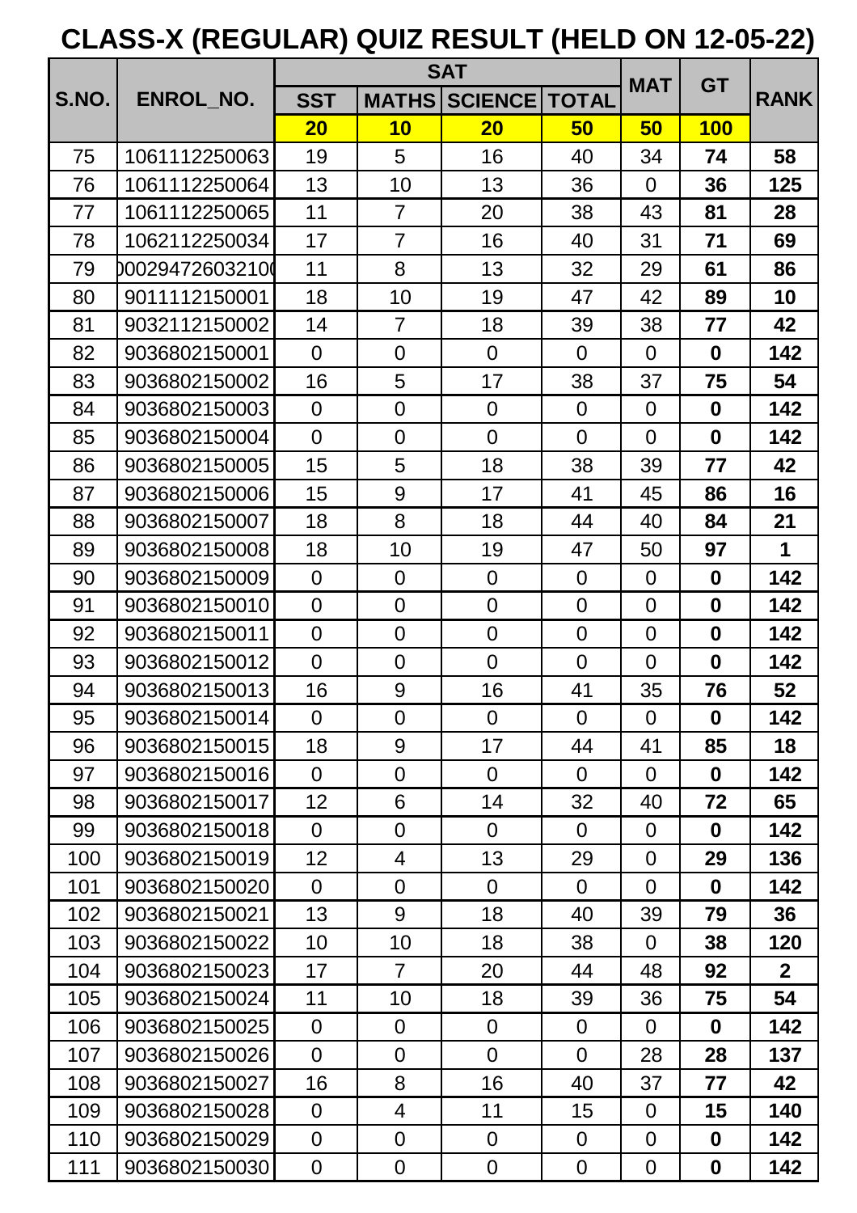# CLASS-X (REGULAR) QUIZ RESULT (HELD ON 12-05-22)

| S.NO. | ENROL_NO. | SAT | | | | MAT | GT | RANK |
|---|---|---|---|---|---|---|---|---|
| | | SST | MATHS | SCIENCE | TOTAL | | | |
| | | 20 | 10 | 20 | 50 | 50 | 100 | |
| 75 | 1061112250063 | 19 | 5 | 16 | 40 | 34 | **74** | **58** |
| 76 | 1061112250064 | 13 | 10 | 13 | 36 | 0 | **36** | **125** |
| 77 | 1061112250065 | 11 | 7 | 20 | 38 | 43 | **81** | **28** |
| 78 | 1062112250034 | 17 | 7 | 16 | 40 | 31 | **71** | **69** |
| 79 | )00294726032100 | 11 | 8 | 13 | 32 | 29 | **61** | **86** |
| 80 | 9011112150001 | 18 | 10 | 19 | 47 | 42 | **89** | **10** |
| 81 | 9032112150002 | 14 | 7 | 18 | 39 | 38 | **77** | **42** |
| 82 | 9036802150001 | 0 | 0 | 0 | 0 | 0 | **0** | **142** |
| 83 | 9036802150002 | 16 | 5 | 17 | 38 | 37 | **75** | **54** |
| 84 | 9036802150003 | 0 | 0 | 0 | 0 | 0 | **0** | **142** |
| 85 | 9036802150004 | 0 | 0 | 0 | 0 | 0 | **0** | **142** |
| 86 | 9036802150005 | 15 | 5 | 18 | 38 | 39 | **77** | **42** |
| 87 | 9036802150006 | 15 | 9 | 17 | 41 | 45 | **86** | **16** |
| 88 | 9036802150007 | 18 | 8 | 18 | 44 | 40 | **84** | **21** |
| 89 | 9036802150008 | 18 | 10 | 19 | 47 | 50 | **97** | **1** |
| 90 | 9036802150009 | 0 | 0 | 0 | 0 | 0 | **0** | **142** |
| 91 | 9036802150010 | 0 | 0 | 0 | 0 | 0 | **0** | **142** |
| 92 | 9036802150011 | 0 | 0 | 0 | 0 | 0 | **0** | **142** |
| 93 | 9036802150012 | 0 | 0 | 0 | 0 | 0 | **0** | **142** |
| 94 | 9036802150013 | 16 | 9 | 16 | 41 | 35 | **76** | **52** |
| 95 | 9036802150014 | 0 | 0 | 0 | 0 | 0 | **0** | **142** |
| 96 | 9036802150015 | 18 | 9 | 17 | 44 | 41 | **85** | **18** |
| 97 | 9036802150016 | 0 | 0 | 0 | 0 | 0 | **0** | **142** |
| 98 | 9036802150017 | 12 | 6 | 14 | 32 | 40 | **72** | **65** |
| 99 | 9036802150018 | 0 | 0 | 0 | 0 | 0 | **0** | **142** |
| 100 | 9036802150019 | 12 | 4 | 13 | 29 | 0 | **29** | **136** |
| 101 | 9036802150020 | 0 | 0 | 0 | 0 | 0 | **0** | **142** |
| 102 | 9036802150021 | 13 | 9 | 18 | 40 | 39 | **79** | **36** |
| 103 | 9036802150022 | 10 | 10 | 18 | 38 | 0 | **38** | **120** |
| 104 | 9036802150023 | 17 | 7 | 20 | 44 | 48 | **92** | **2** |
| 105 | 9036802150024 | 11 | 10 | 18 | 39 | 36 | **75** | **54** |
| 106 | 9036802150025 | 0 | 0 | 0 | 0 | 0 | **0** | **142** |
| 107 | 9036802150026 | 0 | 0 | 0 | 0 | 28 | **28** | **137** |
| 108 | 9036802150027 | 16 | 8 | 16 | 40 | 37 | **77** | **42** |
| 109 | 9036802150028 | 0 | 4 | 11 | 15 | 0 | **15** | **140** |
| 110 | 9036802150029 | 0 | 0 | 0 | 0 | 0 | **0** | **142** |
| 111 | 9036802150030 | 0 | 0 | 0 | 0 | 0 | **0** | **142** |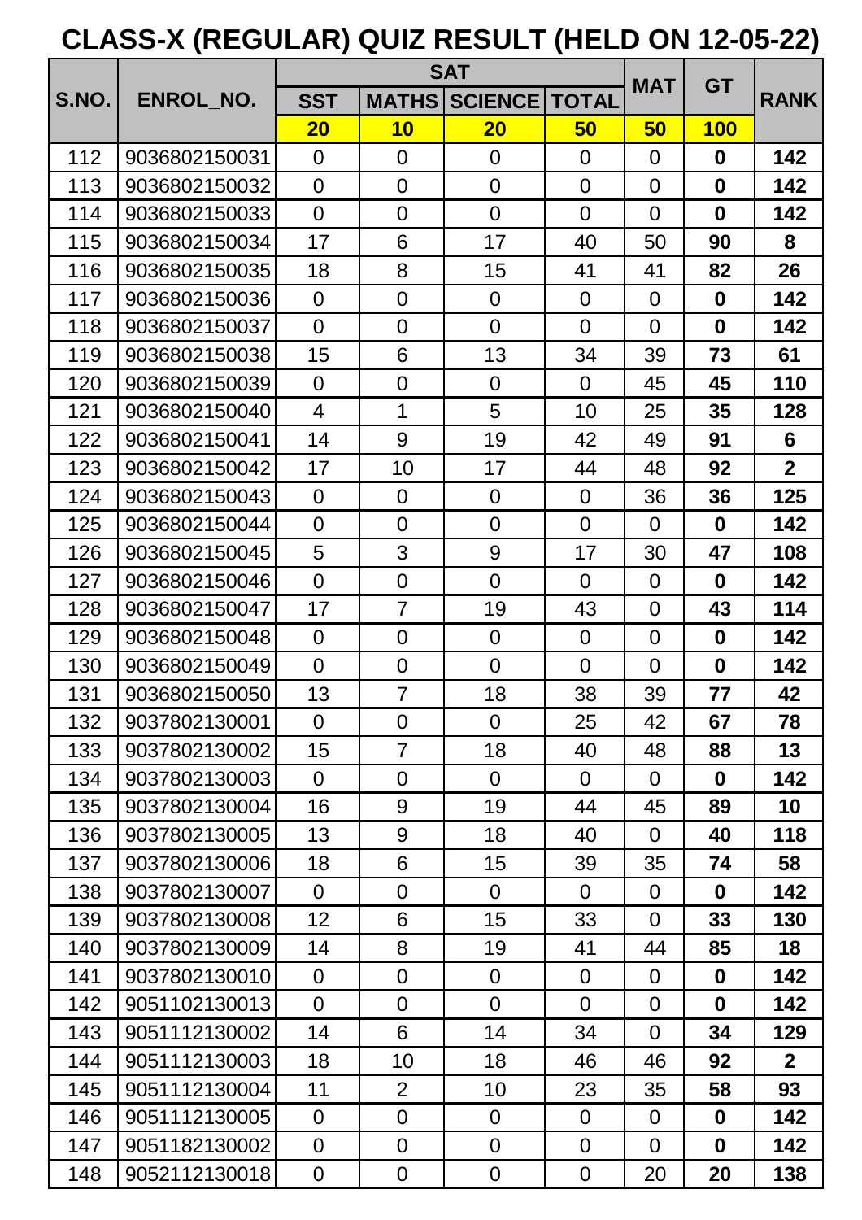# CLASS-X (REGULAR) QUIZ RESULT (HELD ON 12-05-22)

| S.NO. | ENROL_NO. | SAT | | | | MAT | GT | RANK |
|---|---|---|---|---|---|---|---|---|
| | | SST | MATHS | SCIENCE | TOTAL | | | |
| | | 20 | 10 | 20 | 50 | 50 | 100 | |
| 112 | 9036802150031 | 0 | 0 | 0 | 0 | 0 | **0** | **142** |
| 113 | 9036802150032 | 0 | 0 | 0 | 0 | 0 | **0** | **142** |
| 114 | 9036802150033 | 0 | 0 | 0 | 0 | 0 | **0** | **142** |
| 115 | 9036802150034 | 17 | 6 | 17 | 40 | 50 | **90** | **8** |
| 116 | 9036802150035 | 18 | 8 | 15 | 41 | 41 | **82** | **26** |
| 117 | 9036802150036 | 0 | 0 | 0 | 0 | 0 | **0** | **142** |
| 118 | 9036802150037 | 0 | 0 | 0 | 0 | 0 | **0** | **142** |
| 119 | 9036802150038 | 15 | 6 | 13 | 34 | 39 | **73** | **61** |
| 120 | 9036802150039 | 0 | 0 | 0 | 0 | 45 | **45** | **110** |
| 121 | 9036802150040 | 4 | 1 | 5 | 10 | 25 | **35** | **128** |
| 122 | 9036802150041 | 14 | 9 | 19 | 42 | 49 | **91** | **6** |
| 123 | 9036802150042 | 17 | 10 | 17 | 44 | 48 | **92** | **2** |
| 124 | 9036802150043 | 0 | 0 | 0 | 0 | 36 | **36** | **125** |
| 125 | 9036802150044 | 0 | 0 | 0 | 0 | 0 | **0** | **142** |
| 126 | 9036802150045 | 5 | 3 | 9 | 17 | 30 | **47** | **108** |
| 127 | 9036802150046 | 0 | 0 | 0 | 0 | 0 | **0** | **142** |
| 128 | 9036802150047 | 17 | 7 | 19 | 43 | 0 | **43** | **114** |
| 129 | 9036802150048 | 0 | 0 | 0 | 0 | 0 | **0** | **142** |
| 130 | 9036802150049 | 0 | 0 | 0 | 0 | 0 | **0** | **142** |
| 131 | 9036802150050 | 13 | 7 | 18 | 38 | 39 | **77** | **42** |
| 132 | 9037802130001 | 0 | 0 | 0 | 25 | 42 | **67** | **78** |
| 133 | 9037802130002 | 15 | 7 | 18 | 40 | 48 | **88** | **13** |
| 134 | 9037802130003 | 0 | 0 | 0 | 0 | 0 | **0** | **142** |
| 135 | 9037802130004 | 16 | 9 | 19 | 44 | 45 | **89** | **10** |
| 136 | 9037802130005 | 13 | 9 | 18 | 40 | 0 | **40** | **118** |
| 137 | 9037802130006 | 18 | 6 | 15 | 39 | 35 | **74** | **58** |
| 138 | 9037802130007 | 0 | 0 | 0 | 0 | 0 | **0** | **142** |
| 139 | 9037802130008 | 12 | 6 | 15 | 33 | 0 | **33** | **130** |
| 140 | 9037802130009 | 14 | 8 | 19 | 41 | 44 | **85** | **18** |
| 141 | 9037802130010 | 0 | 0 | 0 | 0 | 0 | **0** | **142** |
| 142 | 9051102130013 | 0 | 0 | 0 | 0 | 0 | **0** | **142** |
| 143 | 9051112130002 | 14 | 6 | 14 | 34 | 0 | **34** | **129** |
| 144 | 9051112130003 | 18 | 10 | 18 | 46 | 46 | **92** | **2** |
| 145 | 9051112130004 | 11 | 2 | 10 | 23 | 35 | **58** | **93** |
| 146 | 9051112130005 | 0 | 0 | 0 | 0 | 0 | **0** | **142** |
| 147 | 9051182130002 | 0 | 0 | 0 | 0 | 0 | **0** | **142** |
| 148 | 9052112130018 | 0 | 0 | 0 | 0 | 20 | **20** | **138** |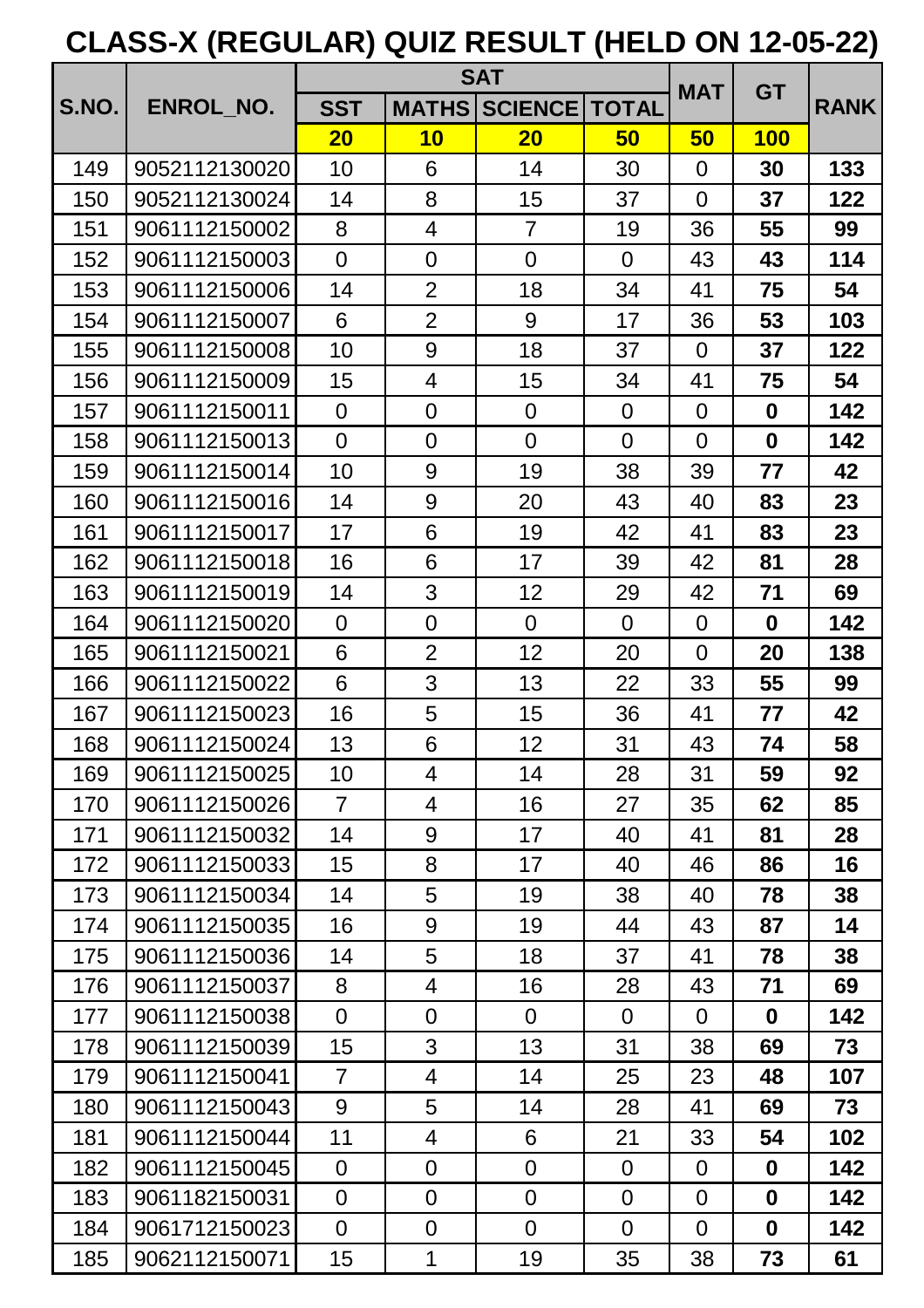# CLASS-X (REGULAR) QUIZ RESULT (HELD ON 12-05-22)

| S.NO. | ENROL_NO. | SAT | | | | MAT | GT | RANK |
|---|---|---|---|---|---|---|---|---|
| | | SST | MATHS | SCIENCE | TOTAL | | | |
| | | 20 | 10 | 20 | 50 | 50 | 100 | |
| 149 | 9052112130020 | 10 | 6 | 14 | 30 | 0 | **30** | **133** |
| 150 | 9052112130024 | 14 | 8 | 15 | 37 | 0 | **37** | **122** |
| 151 | 9061112150002 | 8 | 4 | 7 | 19 | 36 | **55** | **99** |
| 152 | 9061112150003 | 0 | 0 | 0 | 0 | 43 | **43** | **114** |
| 153 | 9061112150006 | 14 | 2 | 18 | 34 | 41 | **75** | **54** |
| 154 | 9061112150007 | 6 | 2 | 9 | 17 | 36 | **53** | **103** |
| 155 | 9061112150008 | 10 | 9 | 18 | 37 | 0 | **37** | **122** |
| 156 | 9061112150009 | 15 | 4 | 15 | 34 | 41 | **75** | **54** |
| 157 | 9061112150011 | 0 | 0 | 0 | 0 | 0 | **0** | **142** |
| 158 | 9061112150013 | 0 | 0 | 0 | 0 | 0 | **0** | **142** |
| 159 | 9061112150014 | 10 | 9 | 19 | 38 | 39 | **77** | **42** |
| 160 | 9061112150016 | 14 | 9 | 20 | 43 | 40 | **83** | **23** |
| 161 | 9061112150017 | 17 | 6 | 19 | 42 | 41 | **83** | **23** |
| 162 | 9061112150018 | 16 | 6 | 17 | 39 | 42 | **81** | **28** |
| 163 | 9061112150019 | 14 | 3 | 12 | 29 | 42 | **71** | **69** |
| 164 | 9061112150020 | 0 | 0 | 0 | 0 | 0 | **0** | **142** |
| 165 | 9061112150021 | 6 | 2 | 12 | 20 | 0 | **20** | **138** |
| 166 | 9061112150022 | 6 | 3 | 13 | 22 | 33 | **55** | **99** |
| 167 | 9061112150023 | 16 | 5 | 15 | 36 | 41 | **77** | **42** |
| 168 | 9061112150024 | 13 | 6 | 12 | 31 | 43 | **74** | **58** |
| 169 | 9061112150025 | 10 | 4 | 14 | 28 | 31 | **59** | **92** |
| 170 | 9061112150026 | 7 | 4 | 16 | 27 | 35 | **62** | **85** |
| 171 | 9061112150032 | 14 | 9 | 17 | 40 | 41 | **81** | **28** |
| 172 | 9061112150033 | 15 | 8 | 17 | 40 | 46 | **86** | **16** |
| 173 | 9061112150034 | 14 | 5 | 19 | 38 | 40 | **78** | **38** |
| 174 | 9061112150035 | 16 | 9 | 19 | 44 | 43 | **87** | **14** |
| 175 | 9061112150036 | 14 | 5 | 18 | 37 | 41 | **78** | **38** |
| 176 | 9061112150037 | 8 | 4 | 16 | 28 | 43 | **71** | **69** |
| 177 | 9061112150038 | 0 | 0 | 0 | 0 | 0 | **0** | **142** |
| 178 | 9061112150039 | 15 | 3 | 13 | 31 | 38 | **69** | **73** |
| 179 | 9061112150041 | 7 | 4 | 14 | 25 | 23 | **48** | **107** |
| 180 | 9061112150043 | 9 | 5 | 14 | 28 | 41 | **69** | **73** |
| 181 | 9061112150044 | 11 | 4 | 6 | 21 | 33 | **54** | **102** |
| 182 | 9061112150045 | 0 | 0 | 0 | 0 | 0 | **0** | **142** |
| 183 | 9061182150031 | 0 | 0 | 0 | 0 | 0 | **0** | **142** |
| 184 | 9061712150023 | 0 | 0 | 0 | 0 | 0 | **0** | **142** |
| 185 | 9062112150071 | 15 | 1 | 19 | 35 | 38 | **73** | **61** |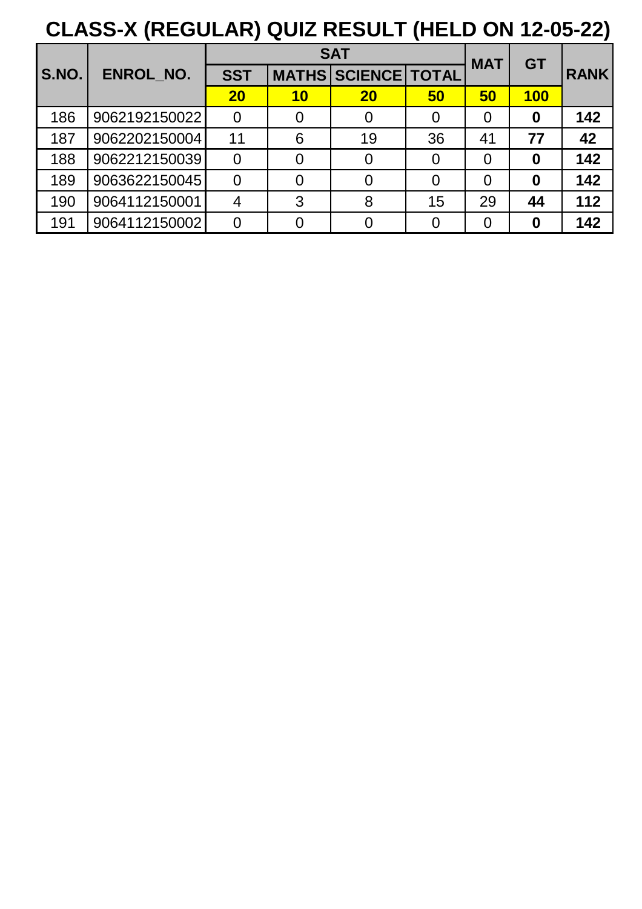# CLASS-X (REGULAR) QUIZ RESULT (HELD ON 12-05-22)

| S.NO. | ENROL_NO. | SAT | | | | MAT | GT | RANK |
|---|---|---|---|---|---|---|---|---|
| | | SST | MATHS | SCIENCE | TOTAL | | | |
| | | 20 | 10 | 20 | 50 | 50 | 100 | |
| 186 | 9062192150022 | 0 | 0 | 0 | 0 | 0 | **0** | **142** |
| 187 | 9062202150004 | 11 | 6 | 19 | 36 | 41 | **77** | **42** |
| 188 | 9062212150039 | 0 | 0 | 0 | 0 | 0 | **0** | **142** |
| 189 | 9063622150045 | 0 | 0 | 0 | 0 | 0 | **0** | **142** |
| 190 | 9064112150001 | 4 | 3 | 8 | 15 | 29 | **44** | **112** |
| 191 | 9064112150002 | 0 | 0 | 0 | 0 | 0 | **0** | **142** |